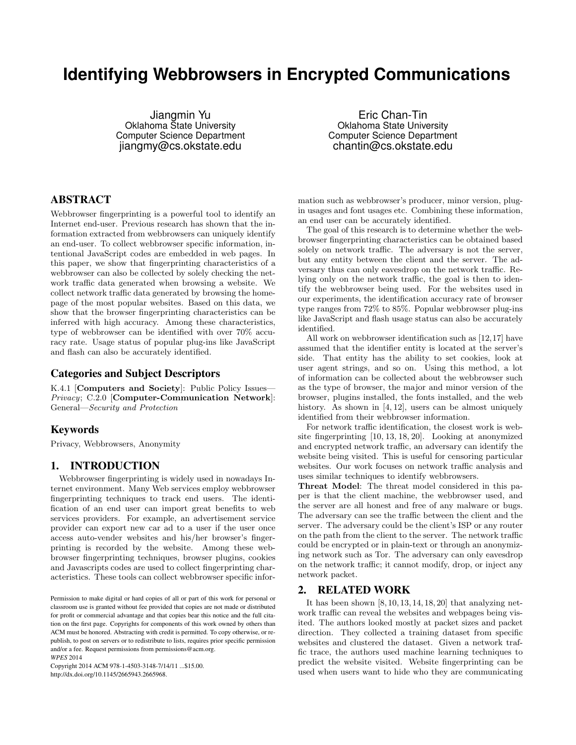# Identifying Webbrowsers in Encrypted Communications

Jiangmin Yu
Oklahoma State University
Computer Science Department
jiangmy@cs.okstate.edu

Eric Chan-Tin
Oklahoma State University
Computer Science Department
chantin@cs.okstate.edu

## ABSTRACT

Webbrowser fingerprinting is a powerful tool to identify an Internet end-user. Previous research has shown that the information extracted from webbrowsers can uniquely identify an end-user. To collect webbrowser specific information, intentional JavaScript codes are embedded in web pages. In this paper, we show that fingerprinting characteristics of a webbrowser can also be collected by solely checking the network traffic data generated when browsing a website. We collect network traffic data generated by browsing the homepage of the most popular websites. Based on this data, we show that the browser fingerprinting characteristics can be inferred with high accuracy. Among these characteristics, type of webbrowser can be identified with over 70% accuracy rate. Usage status of popular plug-ins like JavaScript and flash can also be accurately identified.

### Categories and Subject Descriptors

K.4.1 [**Computers and Society**]: Public Policy Issues—*Privacy*; C.2.0 [**Computer-Communication Network**]: General—*Security and Protection*

### Keywords

Privacy, Webbrowsers, Anonymity

## 1. INTRODUCTION

Webbrowser fingerprinting is widely used in nowadays Internet environment. Many Web services employ webbrowser fingerprinting techniques to track end users. The identification of an end user can import great benefits to web services providers. For example, an advertisement service provider can export new car ad to a user if the user once access auto-vender websites and his/her browser's fingerprinting is recorded by the website. Among these webbrowser fingerprinting techniques, browser plugins, cookies and Javascripts codes are used to collect fingerprinting characteristics. These tools can collect webbrowser specific information such as webbrowser's producer, minor version, plugin usages and font usages etc. Combining these information, an end user can be accurately identified.

The goal of this research is to determine whether the webbrowser fingerprinting characteristics can be obtained based solely on network traffic. The adversary is not the server, but any entity between the client and the server. The adversary thus can only eavesdrop on the network traffic. Relying only on the network traffic, the goal is then to identify the webbrowser being used. For the websites used in our experiments, the identification accuracy rate of browser type ranges from 72% to 85%. Popular webbrowser plug-ins like JavaScript and flash usage status can also be accurately identified.

All work on webbrowser identification such as [12,17] have assumed that the identifier entity is located at the server's side. That entity has the ability to set cookies, look at user agent strings, and so on. Using this method, a lot of information can be collected about the webbrowser such as the type of browser, the major and minor version of the browser, plugins installed, the fonts installed, and the web history. As shown in [4,12], users can be almost uniquely identified from their webbrowser information.

For network traffic identification, the closest work is website fingerprinting [10,13,18,20]. Looking at anonymized and encrypted network traffic, an adversary can identify the website being visited. This is useful for censoring particular websites. Our work focuses on network traffic analysis and uses similar techniques to identify webbrowsers.

**Threat Model**: The threat model considered in this paper is that the client machine, the webbrowser used, and the server are all honest and free of any malware or bugs. The adversary can see the traffic between the client and the server. The adversary could be the client's ISP or any router on the path from the client to the server. The network traffic could be encrypted or in plain-text or through an anonymizing network such as Tor. The adversary can only eavesdrop on the network traffic; it cannot modify, drop, or inject any network packet.

## 2. RELATED WORK

It has been shown [8,10,13,14,18,20] that analyzing network traffic can reveal the websites and webpages being visited. The authors looked mostly at packet sizes and packet direction. They collected a training dataset from specific websites and clustered the dataset. Given a network traffic trace, the authors used machine learning techniques to predict the website visited. Website fingerprinting can be used when users want to hide who they are communicating

Permission to make digital or hard copies of all or part of this work for personal or classroom use is granted without fee provided that copies are not made or distributed for profit or commercial advantage and that copies bear this notice and the full citation on the first page. Copyrights for components of this work owned by others than ACM must be honored. Abstracting with credit is permitted. To copy otherwise, or republish, to post on servers or to redistribute to lists, requires prior specific permission and/or a fee. Request permissions from permissions@acm.org.
*WPES* 2014
Copyright 2014 ACM 978-1-4503-3148-7/14/11 ...$15.00.
http://dx.doi.org/10.1145/2665943.2665968.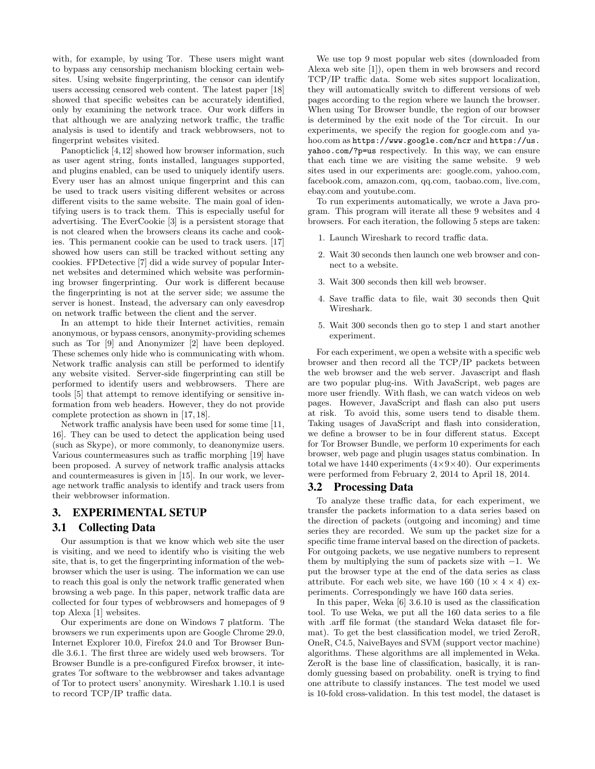with, for example, by using Tor. These users might want to bypass any censorship mechanism blocking certain websites. Using website fingerprinting, the censor can identify users accessing censored web content. The latest paper [18] showed that specific websites can be accurately identified, only by examining the network trace. Our work differs in that although we are analyzing network traffic, the traffic analysis is used to identify and track webbrowsers, not to fingerprint websites visited.

Panopticlick [4,12] showed how browser information, such as user agent string, fonts installed, languages supported, and plugins enabled, can be used to uniquely identify users. Every user has an almost unique fingerprint and this can be used to track users visiting different websites or across different visits to the same website. The main goal of identifying users is to track them. This is especially useful for advertising. The EverCookie [3] is a persistent storage that is not cleared when the browsers cleans its cache and cookies. This permanent cookie can be used to track users. [17] showed how users can still be tracked without setting any cookies. FPDetective [7] did a wide survey of popular Internet websites and determined which website was performining browser fingerprinting. Our work is different because the fingerprinting is not at the server side; we assume the server is honest. Instead, the adversary can only eavesdrop on network traffic between the client and the server.

In an attempt to hide their Internet activities, remain anonymous, or bypass censors, anonymity-providing schemes such as Tor [9] and Anonymizer [2] have been deployed. These schemes only hide who is communicating with whom. Network traffic analysis can still be performed to identify any website visited. Server-side fingerprinting can still be performed to identify users and webbrowsers. There are tools [5] that attempt to remove identifying or sensitive information from web headers. However, they do not provide complete protection as shown in [17, 18].

Network traffic analysis have been used for some time [11, 16]. They can be used to detect the application being used (such as Skype), or more commonly, to deanonymize users. Various countermeasures such as traffic morphing [19] have been proposed. A survey of network traffic analysis attacks and countermeasures is given in [15]. In our work, we leverage network traffic analysis to identify and track users from their webbrowser information.

## 3. EXPERIMENTAL SETUP

### 3.1 Collecting Data

Our assumption is that we know which web site the user is visiting, and we need to identify who is visiting the web site, that is, to get the fingerprinting information of the webbrowser which the user is using. The information we can use to reach this goal is only the network traffic generated when browsing a web page. In this paper, network traffic data are collected for four types of webbrowsers and homepages of 9 top Alexa [1] websites.

Our experiments are done on Windows 7 platform. The browsers we run experiments upon are Google Chrome 29.0, Internet Explorer 10.0, Firefox 24.0 and Tor Browser Bundle 3.6.1. The first three are widely used web browsers. Tor Browser Bundle is a pre-configured Firefox browser, it integrates Tor software to the webbrowser and takes advantage of Tor to protect users' anonymity. Wireshark 1.10.1 is used to record TCP/IP traffic data.

We use top 9 most popular web sites (downloaded from Alexa web site [1]), open them in web browsers and record TCP/IP traffic data. Some web sites support localization, they will automatically switch to different versions of web pages according to the region where we launch the browser. When using Tor Browser bundle, the region of our browser is determined by the exit node of the Tor circuit. In our experiments, we specify the region for google.com and yahoo.com as `https://www.google.com/ncr` and `https://us.yahoo.com/?p=us` respectively. In this way, we can ensure that each time we are visiting the same website. 9 web sites used in our experiments are: google.com, yahoo.com, facebook.com, amazon.com, qq.com, taobao.com, live.com, ebay.com and youtube.com.

To run experiments automatically, we wrote a Java program. This program will iterate all these 9 websites and 4 browsers. For each iteration, the following 5 steps are taken:

1. Launch Wireshark to record traffic data.
2. Wait 30 seconds then launch one web browser and connect to a website.
3. Wait 300 seconds then kill web browser.
4. Save traffic data to file, wait 30 seconds then Quit Wireshark.
5. Wait 300 seconds then go to step 1 and start another experiment.

For each experiment, we open a website with a specific web browser and then record all the TCP/IP packets between the web browser and the web server. Javascript and flash are two popular plug-ins. With JavaScript, web pages are more user friendly. With flash, we can watch videos on web pages. However, JavaScript and flash can also put users at risk. To avoid this, some users tend to disable them. Taking usages of JavaScript and flash into consideration, we define a browser to be in four different status. Except for Tor Browser Bundle, we perform 10 experiments for each browser, web page and plugin usages status combination. In total we have 1440 experiments ($4\times9\times40$). Our experiments were performed from February 2, 2014 to April 18, 2014.

### 3.2 Processing Data

To analyze these traffic data, for each experiment, we transfer the packets information to a data series based on the direction of packets (outgoing and incoming) and time series they are recorded. We sum up the packet size for a specific time frame interval based on the direction of packets. For outgoing packets, we use negative numbers to represent them by multiplying the sum of packets size with $-1$. We put the browser type at the end of the data series as class attribute. For each web site, we have 160 ($10 \times 4 \times 4$) experiments. Correspondingly we have 160 data series.

In this paper, Weka [6] 3.6.10 is used as the classification tool. To use Weka, we put all the 160 data series to a file with .arff file format (the standard Weka dataset file format). To get the best classification model, we tried ZeroR, OneR, C4.5, NaiveBayes and SVM (support vector machine) algorithms. These algorithms are all implemented in Weka. ZeroR is the base line of classification, basically, it is randomly guessing based on probability. oneR is trying to find one attribute to classify instances. The test model we used is 10-fold cross-validation. In this test model, the dataset is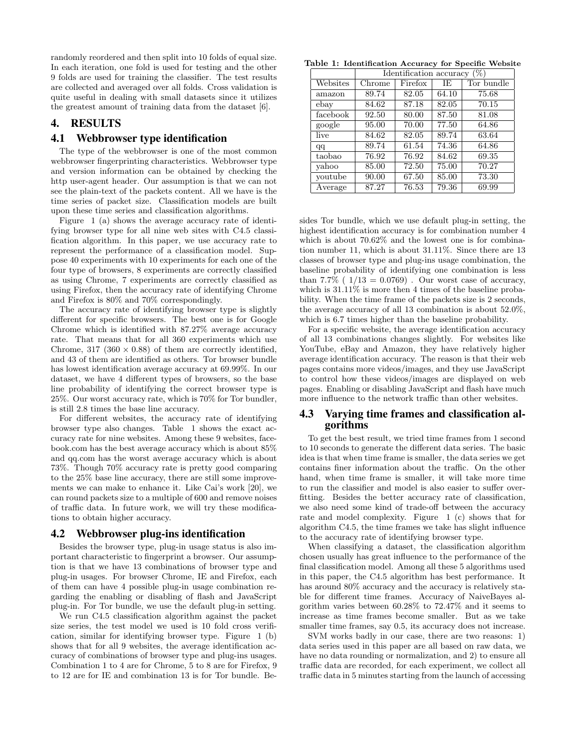randomly reordered and then split into 10 folds of equal size. In each iteration, one fold is used for testing and the other 9 folds are used for training the classifier. The test results are collected and averaged over all folds. Cross validation is quite useful in dealing with small datasets since it utilizes the greatest amount of training data from the dataset [6].

## 4. RESULTS

### 4.1 Webbrowser type identification

The type of the webbrowser is one of the most common webbrowser fingerprinting characteristics. Webbrowser type and version information can be obtained by checking the http user-agent header. Our assumption is that we can not see the plain-text of the packets content. All we have is the time series of packet size. Classification models are built upon these time series and classification algorithms.

Figure 1 (a) shows the average accuracy rate of identifying browser type for all nine web sites with C4.5 classification algorithm. In this paper, we use accuracy rate to represent the performance of a classification model. Suppose 40 experiments with 10 experiments for each one of the four type of browsers, 8 experiments are correctly classified as using Chrome, 7 experiments are correctly classified as using Firefox, then the accuracy rate of identifying Chrome and Firefox is 80% and 70% correspondingly.

The accuracy rate of identifying browser type is slightly different for specific browsers. The best one is for Google Chrome which is identified with 87.27% average accuracy rate. That means that for all 360 experiments which use Chrome, 317 ($360 \times 0.88$) of them are correctly identified, and 43 of them are identified as others. Tor browser bundle has lowest identification average accuracy at 69.99%. In our dataset, we have 4 different types of browsers, so the base line probability of identifying the correct browser type is 25%. Our worst accuracy rate, which is 70% for Tor bundler, is still 2.8 times the base line accuracy.

For different websites, the accuracy rate of identifying browser type also changes. Table 1 shows the exact accuracy rate for nine websites. Among these 9 websites, facebook.com has the best average accuracy which is about 85% and qq.com has the worst average accuracy which is about 73%. Though 70% accuracy rate is pretty good comparing to the 25% base line accuracy, there are still some improvements we can make to enhance it. Like Cai's work [20], we can round packets size to a multiple of 600 and remove noises of traffic data. In future work, we will try these modifications to obtain higher accuracy.

**Table 1: Identification Accuracy for Specific Website**

| | Identification accuracy (%) | | | |
|---|---|---|---|---|
| Websites | Chrome | Firefox | IE | Tor bundle |
| amazon | 89.74 | 82.05 | 64.10 | 75.68 |
| ebay | 84.62 | 87.18 | 82.05 | 70.15 |
| facebook | 92.50 | 80.00 | 87.50 | 81.08 |
| google | 95.00 | 70.00 | 77.50 | 64.86 |
| live | 84.62 | 82.05 | 89.74 | 63.64 |
| qq | 89.74 | 61.54 | 74.36 | 64.86 |
| taobao | 76.92 | 76.92 | 84.62 | 69.35 |
| yahoo | 85.00 | 72.50 | 75.00 | 70.27 |
| youtube | 90.00 | 67.50 | 85.00 | 73.30 |
| Average | 87.27 | 76.53 | 79.36 | 69.99 |

### 4.2 Webbrowser plug-ins identification

Besides the browser type, plug-in usage status is also important characteristic to fingerprint a browser. Our assumption is that we have 13 combinations of browser type and plug-in usages. For browser Chrome, IE and Firefox, each of them can have 4 possible plug-in usage combination regarding the enabling or disabling of flash and JavaScript plug-in. For Tor bundle, we use the default plug-in setting.

We run C4.5 classification algorithm against the packet size series, the test model we used is 10 fold cross verification, similar for identifying browser type. Figure 1 (b) shows that for all 9 websites, the average identification accuracy of combinations of browser type and plug-ins usages. Combination 1 to 4 are for Chrome, 5 to 8 are for Firefox, 9 to 12 are for IE and combination 13 is for Tor bundle. Besides Tor bundle, which we use default plug-in setting, the highest identification accuracy is for combination number 4 which is about 70.62% and the lowest one is for combination number 11, which is about 31.11%. Since there are 13 classes of browser type and plug-ins usage combination, the baseline probability of identifying one combination is less than 7.7% ( $1/13 = 0.0769$) . Our worst case of accuracy, which is 31.11% is more then 4 times of the baseline probability. When the time frame of the packets size is 2 seconds, the average accuracy of all 13 combination is about 52.0%, which is 6.7 times higher than the baseline probability.

For a specific website, the average identification accuracy of all 13 combinations changes slightly. For websites like YouTube, eBay and Amazon, they have relatively higher average identification accuracy. The reason is that their web pages contains more videos/images, and they use JavaScript to control how these videos/images are displayed on web pages. Enabling or disabling JavaScript and flash have much more influence to the network traffic than other websites.

### 4.3 Varying time frames and classification algorithms

To get the best result, we tried time frames from 1 second to 10 seconds to generate the different data series. The basic idea is that when time frame is smaller, the data series we get contains finer information about the traffic. On the other hand, when time frame is smaller, it will take more time to run the classifier and model is also easier to suffer overfitting. Besides the better accuracy rate of classification, we also need some kind of trade-off between the accuracy rate and model complexity. Figure 1 (c) shows that for algorithm C4.5, the time frames we take has slight influence to the accuracy rate of identifying browser type.

When classifying a dataset, the classification algorithm chosen usually has great influence to the performance of the final classification model. Among all these 5 algorithms used in this paper, the C4.5 algorithm has best performance. It has around 80% accuracy and the accuracy is relatively stable for different time frames. Accuracy of NaiveBayes algorithm varies between 60.28% to 72.47% and it seems to increase as time frames become smaller. But as we take smaller time frames, say 0.5, its accuracy does not increase.

SVM works badly in our case, there are two reasons: 1) data series used in this paper are all based on raw data, we have no data rounding or normalization, and 2) to ensure all traffic data are recorded, for each experiment, we collect all traffic data in 5 minutes starting from the launch of accessing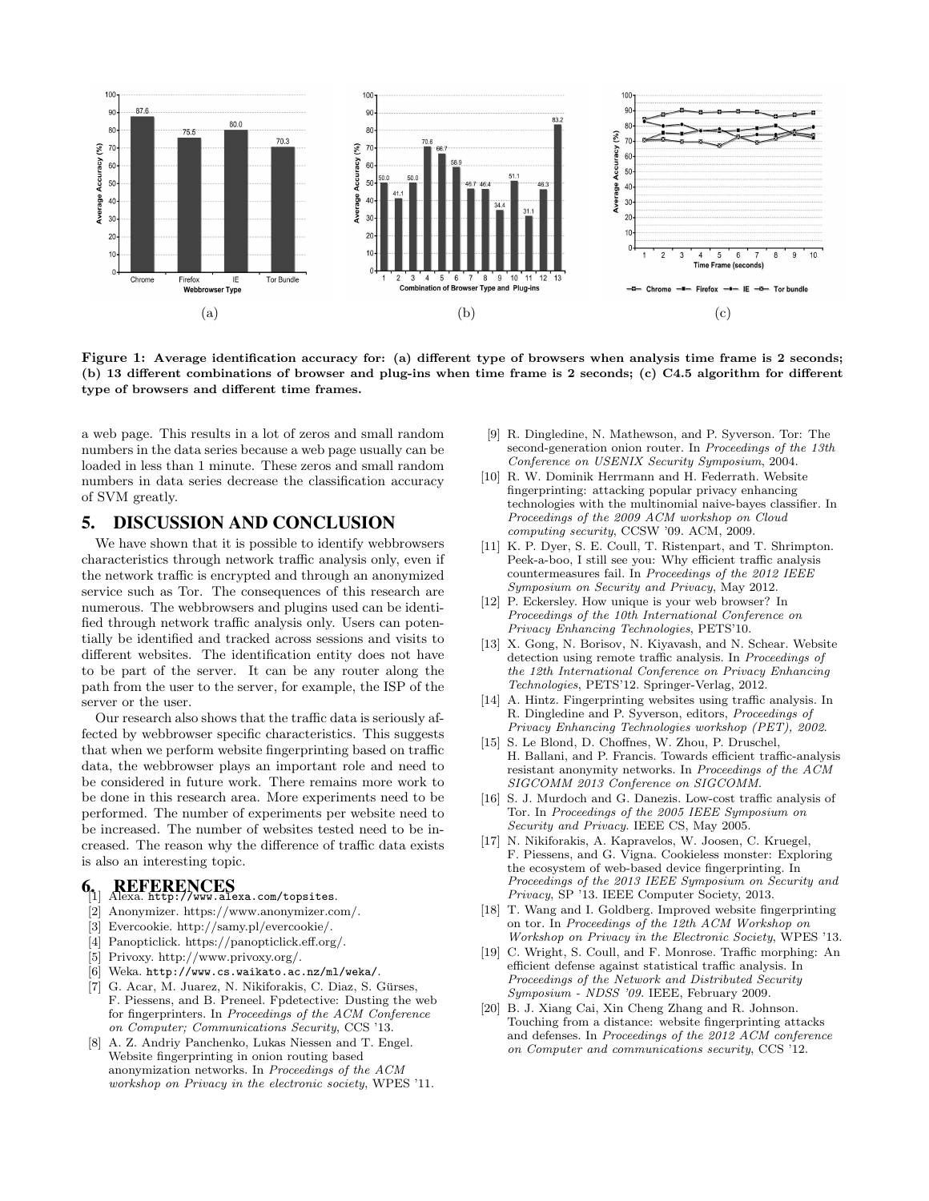100
90
80
70
60
50
40
30
20
10
0

87.6
75.5
80.0
70.3

Average Accuracy (%)

Chrome Firefox IE Tor Bundle

Webbrowser Type

(a)

100
90
80
70
60
50
40
30
20
10
0

50.0 41.1 50.0 70.6 66.7 58.9 46.7 46.4 34.4 51.1 31.1 46.3 83.2

Average Accuracy (%)

1 2 3 4 5 6 7 8 9 10 11 12 13

Combination of Browser Type and Plug-ins

(b)

100
90
80
70
60
50
40
30
20
10
0

Average Accuracy (%)

1 2 3 4 5 6 7 8 9 10

Time Frame (seconds)

Chrome Firefox IE Tor bundle

(c)

**Figure 1: Average identification accuracy for: (a) different type of browsers when analysis time frame is 2 seconds; (b) 13 different combinations of browser and plug-ins when time frame is 2 seconds; (c) C4.5 algorithm for different type of browsers and different time frames.**

a web page. This results in a lot of zeros and small random numbers in the data series because a web page usually can be loaded in less than 1 minute. These zeros and small random numbers in data series decrease the classification accuracy of SVM greatly.

## 5. DISCUSSION AND CONCLUSION

We have shown that it is possible to identify webbrowsers characteristics through network traffic analysis only, even if the network traffic is encrypted and through an anonymized service such as Tor. The consequences of this research are numerous. The webbrowsers and plugins used can be identified through network traffic analysis only. Users can potentially be identified and tracked across sessions and visits to different websites. The identification entity does not have to be part of the server. It can be any router along the path from the user to the server, for example, the ISP of the server or the user.

Our research also shows that the traffic data is seriously affected by webbrowser specific characteristics. This suggests that when we perform website fingerprinting based on traffic data, the webbrowser plays an important role and need to be considered in future work. There remains more work to be done in this research area. More experiments need to be performed. The number of experiments per website need to be increased. The number of websites tested need to be increased. The reason why the difference of traffic data exists is also an interesting topic.

## 6. REFERENCES

[1] Alexa. `http://www.alexa.com/topsites`.

[2] Anonymizer. https://www.anonymizer.com/.

[3] Evercookie. http://samy.pl/evercookie/.

[4] Panopticlick. https://panopticlick.eff.org/.

[5] Privoxy. http://www.privoxy.org/.

[6] Weka. `http://www.cs.waikato.ac.nz/ml/weka/`.

[7] G. Acar, M. Juarez, N. Nikiforakis, C. Diaz, S. Gürses, F. Piessens, and B. Preneel. Fpdetective: Dusting the web for fingerprinters. In *Proceedings of the ACM Conference on Computer; Communications Security*, CCS '13.

[8] A. Z. Andriy Panchenko, Lukas Niessen and T. Engel. Website fingerprinting in onion routing based anonymization networks. In *Proceedings of the ACM workshop on Privacy in the electronic society*, WPES '11.

[9] R. Dingledine, N. Mathewson, and P. Syverson. Tor: The second-generation onion router. In *Proceedings of the 13th Conference on USENIX Security Symposium*, 2004.

[10] R. W. Dominik Herrmann and H. Federrath. Website fingerprinting: attacking popular privacy enhancing technologies with the multinomial naive-bayes classifier. In *Proceedings of the 2009 ACM workshop on Cloud computing security*, CCSW '09. ACM, 2009.

[11] K. P. Dyer, S. E. Coull, T. Ristenpart, and T. Shrimpton. Peek-a-boo, I still see you: Why efficient traffic analysis countermeasures fail. In *Proceedings of the 2012 IEEE Symposium on Security and Privacy*, May 2012.

[12] P. Eckersley. How unique is your web browser? In *Proceedings of the 10th International Conference on Privacy Enhancing Technologies*, PETS'10.

[13] X. Gong, N. Borisov, N. Kiyavash, and N. Schear. Website detection using remote traffic analysis. In *Proceedings of the 12th International Conference on Privacy Enhancing Technologies*, PETS'12. Springer-Verlag, 2012.

[14] A. Hintz. Fingerprinting websites using traffic analysis. In R. Dingledine and P. Syverson, editors, *Proceedings of Privacy Enhancing Technologies workshop (PET), 2002*.

[15] S. Le Blond, D. Choffnes, W. Zhou, P. Druschel, H. Ballani, and P. Francis. Towards efficient traffic-analysis resistant anonymity networks. In *Proceedings of the ACM SIGCOMM 2013 Conference on SIGCOMM*.

[16] S. J. Murdoch and G. Danezis. Low-cost traffic analysis of Tor. In *Proceedings of the 2005 IEEE Symposium on Security and Privacy*. IEEE CS, May 2005.

[17] N. Nikiforakis, A. Kapravelos, W. Joosen, C. Kruegel, F. Piessens, and G. Vigna. Cookieless monster: Exploring the ecosystem of web-based device fingerprinting. In *Proceedings of the 2013 IEEE Symposium on Security and Privacy*, SP '13. IEEE Computer Society, 2013.

[18] T. Wang and I. Goldberg. Improved website fingerprinting on tor. In *Proceedings of the 12th ACM Workshop on Workshop on Privacy in the Electronic Society*, WPES '13.

[19] C. Wright, S. Coull, and F. Monrose. Traffic morphing: An efficient defense against statistical traffic analysis. In *Proceedings of the Network and Distributed Security Symposium - NDSS '09*. IEEE, February 2009.

[20] B. J. Xiang Cai, Xin Cheng Zhang and R. Johnson. Touching from a distance: website fingerprinting attacks and defenses. In *Proceedings of the 2012 ACM conference on Computer and communications security*, CCS '12.